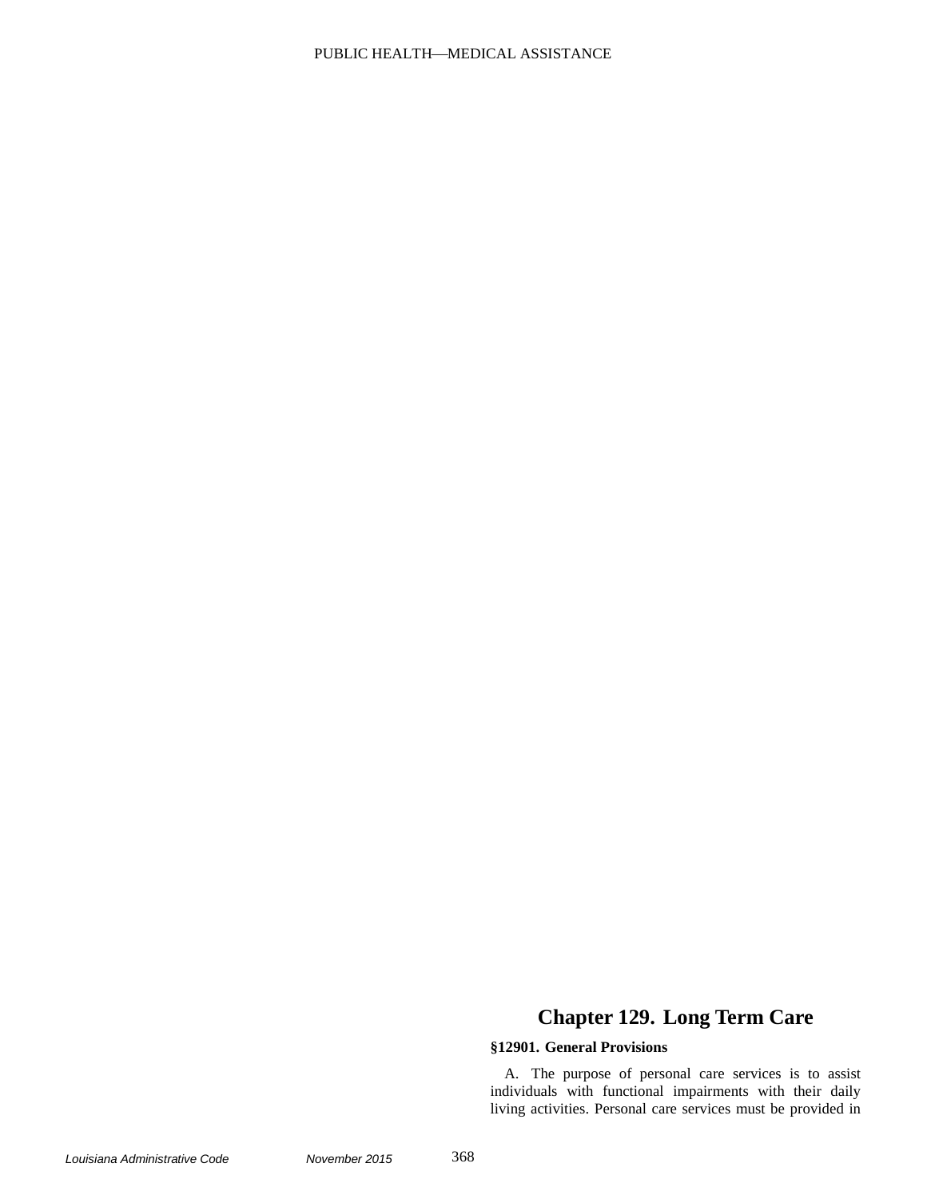# Chapter 129. Long Term Care

### §12901. General Provisions

A. The purpose of personal care services is to assist individuals with functional impairments with their daily living activities. Personal care services must be provided in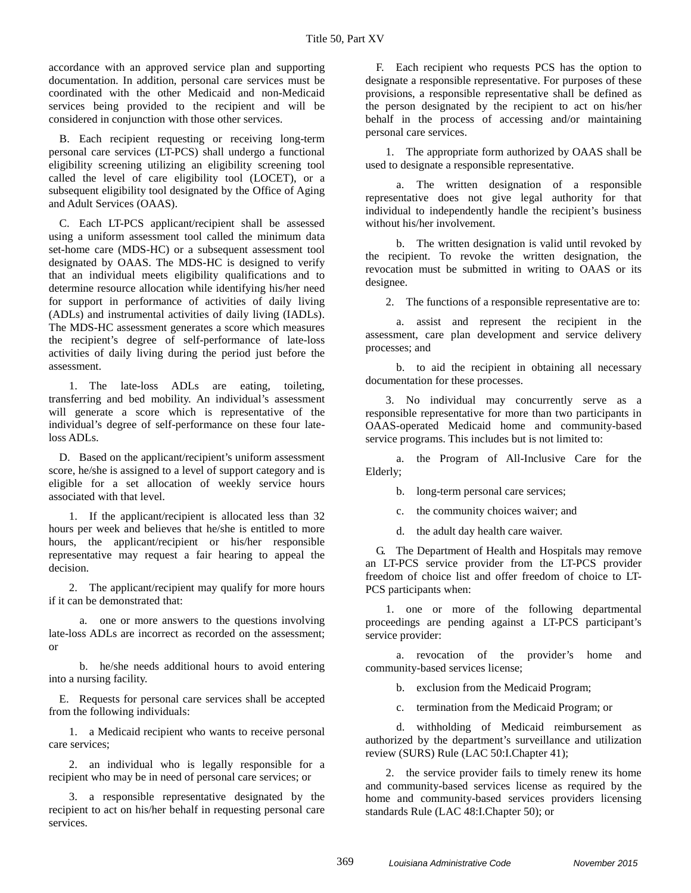accordance with an approved service plan and supporting documentation. In addition, personal care services must be coordinated with the other Medicaid and non-Medicaid services being provided to the recipient and will be considered in conjunction with those other services.

B. Each recipient requesting or receiving long-term personal care services (LT-PCS) shall undergo a functional eligibility screening utilizing an eligibility screening tool called the level of care eligibility tool (LOCET), or a subsequent eligibility tool designated by the Office of Aging and Adult Services (OAAS).

C. Each LT-PCS applicant/recipient shall be assessed using a uniform assessment tool called the minimum data set-home care (MDS-HC) or a subsequent assessment tool designated by OAAS. The MDS-HC is designed to verify that an individual meets eligibility qualifications and to determine resource allocation while identifying his/her need for support in performance of activities of daily living (ADLs) and instrumental activities of daily living (IADLs). The MDS-HC assessment generates a score which measures the recipient's degree of self-performance of late-loss activities of daily living during the period just before the assessment.

1. The late-loss ADLs are eating, toileting, transferring and bed mobility. An individual's assessment will generate a score which is representative of the individual's degree of self-performance on these four late-loss ADLs.

D. Based on the applicant/recipient's uniform assessment score, he/she is assigned to a level of support category and is eligible for a set allocation of weekly service hours associated with that level.

1. If the applicant/recipient is allocated less than 32 hours per week and believes that he/she is entitled to more hours, the applicant/recipient or his/her responsible representative may request a fair hearing to appeal the decision.

2. The applicant/recipient may qualify for more hours if it can be demonstrated that:

a. one or more answers to the questions involving late-loss ADLs are incorrect as recorded on the assessment; or

b. he/she needs additional hours to avoid entering into a nursing facility.

E. Requests for personal care services shall be accepted from the following individuals:

1. a Medicaid recipient who wants to receive personal care services;

2. an individual who is legally responsible for a recipient who may be in need of personal care services; or

3. a responsible representative designated by the recipient to act on his/her behalf in requesting personal care services.

F. Each recipient who requests PCS has the option to designate a responsible representative. For purposes of these provisions, a responsible representative shall be defined as the person designated by the recipient to act on his/her behalf in the process of accessing and/or maintaining personal care services.

1. The appropriate form authorized by OAAS shall be used to designate a responsible representative.

a. The written designation of a responsible representative does not give legal authority for that individual to independently handle the recipient's business without his/her involvement.

b. The written designation is valid until revoked by the recipient. To revoke the written designation, the revocation must be submitted in writing to OAAS or its designee.

2. The functions of a responsible representative are to:

a. assist and represent the recipient in the assessment, care plan development and service delivery processes; and

b. to aid the recipient in obtaining all necessary documentation for these processes.

3. No individual may concurrently serve as a responsible representative for more than two participants in OAAS-operated Medicaid home and community-based service programs. This includes but is not limited to:

a. the Program of All-Inclusive Care for the Elderly;

b. long-term personal care services;

c. the community choices waiver; and

d. the adult day health care waiver.

G. The Department of Health and Hospitals may remove an LT-PCS service provider from the LT-PCS provider freedom of choice list and offer freedom of choice to LT-PCS participants when:

1. one or more of the following departmental proceedings are pending against a LT-PCS participant's service provider:

a. revocation of the provider's home and community-based services license;

b. exclusion from the Medicaid Program;

c. termination from the Medicaid Program; or

d. withholding of Medicaid reimbursement as authorized by the department's surveillance and utilization review (SURS) Rule (LAC 50:I.Chapter 41);

2. the service provider fails to timely renew its home and community-based services license as required by the home and community-based services providers licensing standards Rule (LAC 48:I.Chapter 50); or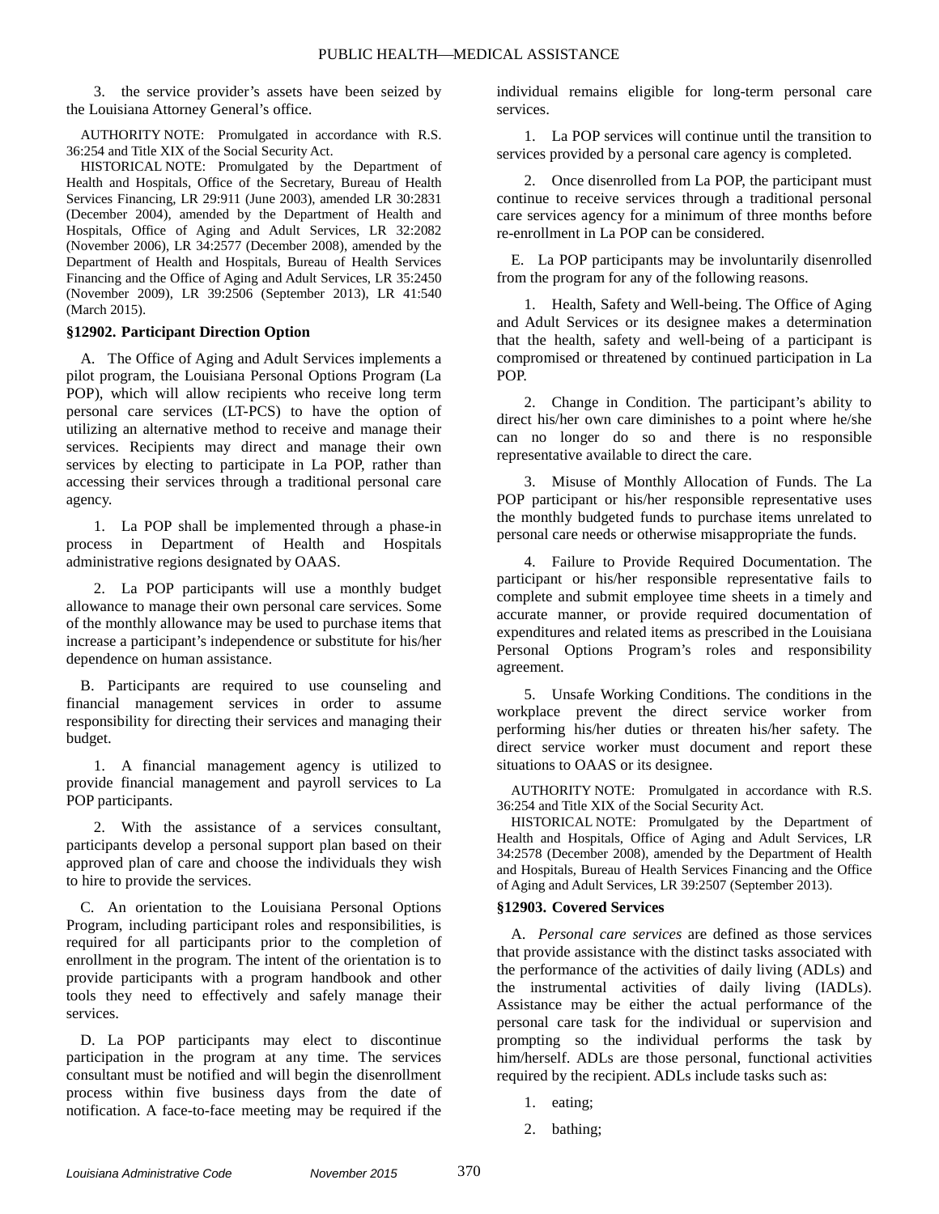3. the service provider's assets have been seized by the Louisiana Attorney General's office.

AUTHORITY NOTE: Promulgated in accordance with R.S. 36:254 and Title XIX of the Social Security Act.

HISTORICAL NOTE: Promulgated by the Department of Health and Hospitals, Office of the Secretary, Bureau of Health Services Financing, LR 29:911 (June 2003), amended LR 30:2831 (December 2004), amended by the Department of Health and Hospitals, Office of Aging and Adult Services, LR 32:2082 (November 2006), LR 34:2577 (December 2008), amended by the Department of Health and Hospitals, Bureau of Health Services Financing and the Office of Aging and Adult Services, LR 35:2450 (November 2009), LR 39:2506 (September 2013), LR 41:540 (March 2015).

### §12902. Participant Direction Option

A. The Office of Aging and Adult Services implements a pilot program, the Louisiana Personal Options Program (La POP), which will allow recipients who receive long term personal care services (LT-PCS) to have the option of utilizing an alternative method to receive and manage their services. Recipients may direct and manage their own services by electing to participate in La POP, rather than accessing their services through a traditional personal care agency.

1. La POP shall be implemented through a phase-in process in Department of Health and Hospitals administrative regions designated by OAAS.

2. La POP participants will use a monthly budget allowance to manage their own personal care services. Some of the monthly allowance may be used to purchase items that increase a participant's independence or substitute for his/her dependence on human assistance.

B. Participants are required to use counseling and financial management services in order to assume responsibility for directing their services and managing their budget.

1. A financial management agency is utilized to provide financial management and payroll services to La POP participants.

2. With the assistance of a services consultant, participants develop a personal support plan based on their approved plan of care and choose the individuals they wish to hire to provide the services.

C. An orientation to the Louisiana Personal Options Program, including participant roles and responsibilities, is required for all participants prior to the completion of enrollment in the program. The intent of the orientation is to provide participants with a program handbook and other tools they need to effectively and safely manage their services.

D. La POP participants may elect to discontinue participation in the program at any time. The services consultant must be notified and will begin the disenrollment process within five business days from the date of notification. A face-to-face meeting may be required if the individual remains eligible for long-term personal care services.

1. La POP services will continue until the transition to services provided by a personal care agency is completed.

2. Once disenrolled from La POP, the participant must continue to receive services through a traditional personal care services agency for a minimum of three months before re-enrollment in La POP can be considered.

E. La POP participants may be involuntarily disenrolled from the program for any of the following reasons.

1. Health, Safety and Well-being. The Office of Aging and Adult Services or its designee makes a determination that the health, safety and well-being of a participant is compromised or threatened by continued participation in La POP.

2. Change in Condition. The participant's ability to direct his/her own care diminishes to a point where he/she can no longer do so and there is no responsible representative available to direct the care.

3. Misuse of Monthly Allocation of Funds. The La POP participant or his/her responsible representative uses the monthly budgeted funds to purchase items unrelated to personal care needs or otherwise misappropriate the funds.

4. Failure to Provide Required Documentation. The participant or his/her responsible representative fails to complete and submit employee time sheets in a timely and accurate manner, or provide required documentation of expenditures and related items as prescribed in the Louisiana Personal Options Program's roles and responsibility agreement.

5. Unsafe Working Conditions. The conditions in the workplace prevent the direct service worker from performing his/her duties or threaten his/her safety. The direct service worker must document and report these situations to OAAS or its designee.

AUTHORITY NOTE: Promulgated in accordance with R.S. 36:254 and Title XIX of the Social Security Act.

HISTORICAL NOTE: Promulgated by the Department of Health and Hospitals, Office of Aging and Adult Services, LR 34:2578 (December 2008), amended by the Department of Health and Hospitals, Bureau of Health Services Financing and the Office of Aging and Adult Services, LR 39:2507 (September 2013).

### §12903. Covered Services

A. *Personal care services* are defined as those services that provide assistance with the distinct tasks associated with the performance of the activities of daily living (ADLs) and the instrumental activities of daily living (IADLs). Assistance may be either the actual performance of the personal care task for the individual or supervision and prompting so the individual performs the task by him/herself. ADLs are those personal, functional activities required by the recipient. ADLs include tasks such as:

1. eating;

2. bathing;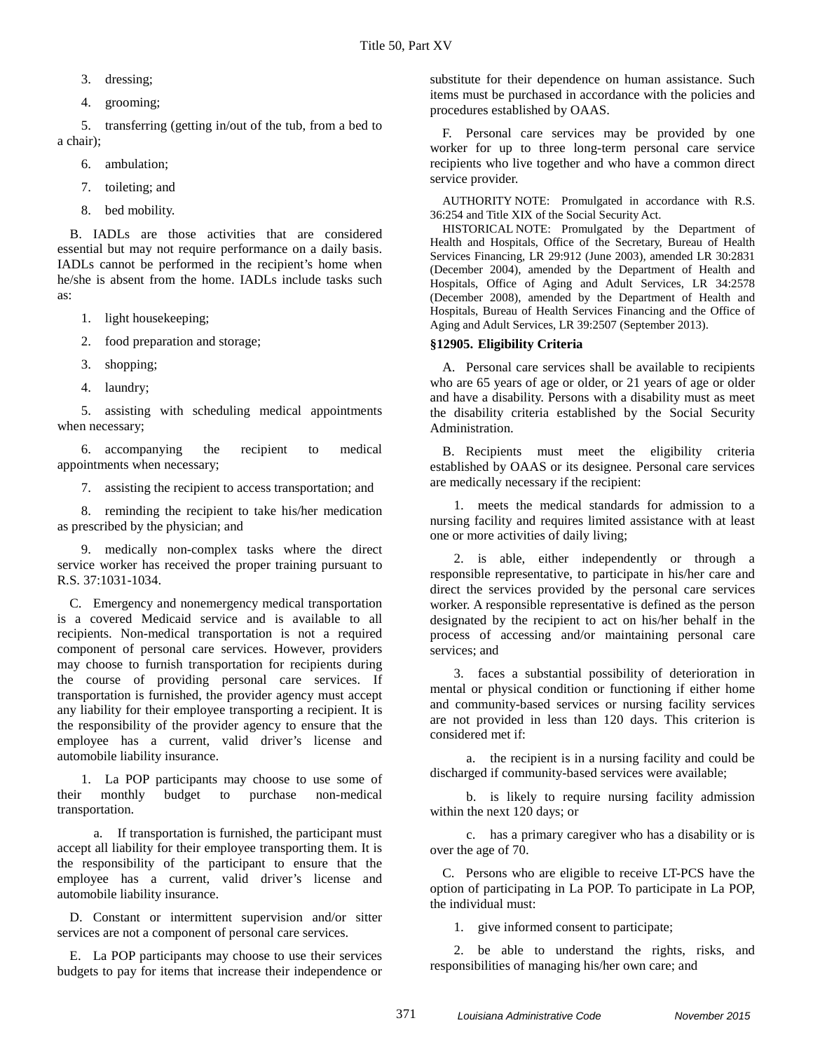3. dressing;

4. grooming;

5. transferring (getting in/out of the tub, from a bed to a chair);

6. ambulation;

7. toileting; and

8. bed mobility.

B. IADLs are those activities that are considered essential but may not require performance on a daily basis. IADLs cannot be performed in the recipient's home when he/she is absent from the home. IADLs include tasks such as:

1. light housekeeping;

2. food preparation and storage;

3. shopping;

4. laundry;

5. assisting with scheduling medical appointments when necessary;

6. accompanying the recipient to medical appointments when necessary;

7. assisting the recipient to access transportation; and

8. reminding the recipient to take his/her medication as prescribed by the physician; and

9. medically non-complex tasks where the direct service worker has received the proper training pursuant to R.S. 37:1031-1034.

C. Emergency and nonemergency medical transportation is a covered Medicaid service and is available to all recipients. Non-medical transportation is not a required component of personal care services. However, providers may choose to furnish transportation for recipients during the course of providing personal care services. If transportation is furnished, the provider agency must accept any liability for their employee transporting a recipient. It is the responsibility of the provider agency to ensure that the employee has a current, valid driver's license and automobile liability insurance.

1. La POP participants may choose to use some of their monthly budget to purchase non-medical transportation.

a. If transportation is furnished, the participant must accept all liability for their employee transporting them. It is the responsibility of the participant to ensure that the employee has a current, valid driver's license and automobile liability insurance.

D. Constant or intermittent supervision and/or sitter services are not a component of personal care services.

E. La POP participants may choose to use their services budgets to pay for items that increase their independence or substitute for their dependence on human assistance. Such items must be purchased in accordance with the policies and procedures established by OAAS.

F. Personal care services may be provided by one worker for up to three long-term personal care service recipients who live together and who have a common direct service provider.

AUTHORITY NOTE: Promulgated in accordance with R.S. 36:254 and Title XIX of the Social Security Act.

HISTORICAL NOTE: Promulgated by the Department of Health and Hospitals, Office of the Secretary, Bureau of Health Services Financing, LR 29:912 (June 2003), amended LR 30:2831 (December 2004), amended by the Department of Health and Hospitals, Office of Aging and Adult Services, LR 34:2578 (December 2008), amended by the Department of Health and Hospitals, Bureau of Health Services Financing and the Office of Aging and Adult Services, LR 39:2507 (September 2013).

### §12905. Eligibility Criteria

A. Personal care services shall be available to recipients who are 65 years of age or older, or 21 years of age or older and have a disability. Persons with a disability must as meet the disability criteria established by the Social Security Administration.

B. Recipients must meet the eligibility criteria established by OAAS or its designee. Personal care services are medically necessary if the recipient:

1. meets the medical standards for admission to a nursing facility and requires limited assistance with at least one or more activities of daily living;

2. is able, either independently or through a responsible representative, to participate in his/her care and direct the services provided by the personal care services worker. A responsible representative is defined as the person designated by the recipient to act on his/her behalf in the process of accessing and/or maintaining personal care services; and

3. faces a substantial possibility of deterioration in mental or physical condition or functioning if either home and community-based services or nursing facility services are not provided in less than 120 days. This criterion is considered met if:

a. the recipient is in a nursing facility and could be discharged if community-based services were available;

b. is likely to require nursing facility admission within the next 120 days; or

c. has a primary caregiver who has a disability or is over the age of 70.

C. Persons who are eligible to receive LT-PCS have the option of participating in La POP. To participate in La POP, the individual must:

1. give informed consent to participate;

2. be able to understand the rights, risks, and responsibilities of managing his/her own care; and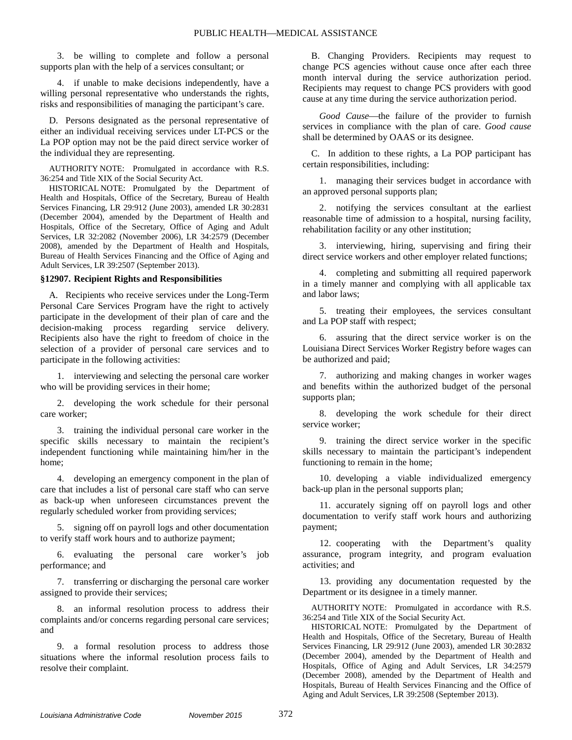3. be willing to complete and follow a personal supports plan with the help of a services consultant; or

4. if unable to make decisions independently, have a willing personal representative who understands the rights, risks and responsibilities of managing the participant's care.

D. Persons designated as the personal representative of either an individual receiving services under LT-PCS or the La POP option may not be the paid direct service worker of the individual they are representing.

AUTHORITY NOTE: Promulgated in accordance with R.S. 36:254 and Title XIX of the Social Security Act.

HISTORICAL NOTE: Promulgated by the Department of Health and Hospitals, Office of the Secretary, Bureau of Health Services Financing, LR 29:912 (June 2003), amended LR 30:2831 (December 2004), amended by the Department of Health and Hospitals, Office of the Secretary, Office of Aging and Adult Services, LR 32:2082 (November 2006), LR 34:2579 (December 2008), amended by the Department of Health and Hospitals, Bureau of Health Services Financing and the Office of Aging and Adult Services, LR 39:2507 (September 2013).

### §12907. Recipient Rights and Responsibilities

A. Recipients who receive services under the Long-Term Personal Care Services Program have the right to actively participate in the development of their plan of care and the decision-making process regarding service delivery. Recipients also have the right to freedom of choice in the selection of a provider of personal care services and to participate in the following activities:

1. interviewing and selecting the personal care worker who will be providing services in their home;

2. developing the work schedule for their personal care worker;

3. training the individual personal care worker in the specific skills necessary to maintain the recipient's independent functioning while maintaining him/her in the home;

4. developing an emergency component in the plan of care that includes a list of personal care staff who can serve as back-up when unforeseen circumstances prevent the regularly scheduled worker from providing services;

5. signing off on payroll logs and other documentation to verify staff work hours and to authorize payment;

6. evaluating the personal care worker's job performance; and

7. transferring or discharging the personal care worker assigned to provide their services;

8. an informal resolution process to address their complaints and/or concerns regarding personal care services; and

9. a formal resolution process to address those situations where the informal resolution process fails to resolve their complaint.

B. Changing Providers. Recipients may request to change PCS agencies without cause once after each three month interval during the service authorization period. Recipients may request to change PCS providers with good cause at any time during the service authorization period.

*Good Cause*—the failure of the provider to furnish services in compliance with the plan of care. *Good cause* shall be determined by OAAS or its designee.

C. In addition to these rights, a La POP participant has certain responsibilities, including:

1. managing their services budget in accordance with an approved personal supports plan;

2. notifying the services consultant at the earliest reasonable time of admission to a hospital, nursing facility, rehabilitation facility or any other institution;

3. interviewing, hiring, supervising and firing their direct service workers and other employer related functions;

4. completing and submitting all required paperwork in a timely manner and complying with all applicable tax and labor laws;

5. treating their employees, the services consultant and La POP staff with respect;

6. assuring that the direct service worker is on the Louisiana Direct Services Worker Registry before wages can be authorized and paid;

7. authorizing and making changes in worker wages and benefits within the authorized budget of the personal supports plan;

8. developing the work schedule for their direct service worker;

9. training the direct service worker in the specific skills necessary to maintain the participant's independent functioning to remain in the home;

10. developing a viable individualized emergency back-up plan in the personal supports plan;

11. accurately signing off on payroll logs and other documentation to verify staff work hours and authorizing payment;

12. cooperating with the Department's quality assurance, program integrity, and program evaluation activities; and

13. providing any documentation requested by the Department or its designee in a timely manner.

AUTHORITY NOTE: Promulgated in accordance with R.S. 36:254 and Title XIX of the Social Security Act.

HISTORICAL NOTE: Promulgated by the Department of Health and Hospitals, Office of the Secretary, Bureau of Health Services Financing, LR 29:912 (June 2003), amended LR 30:2832 (December 2004), amended by the Department of Health and Hospitals, Office of Aging and Adult Services, LR 34:2579 (December 2008), amended by the Department of Health and Hospitals, Bureau of Health Services Financing and the Office of Aging and Adult Services, LR 39:2508 (September 2013).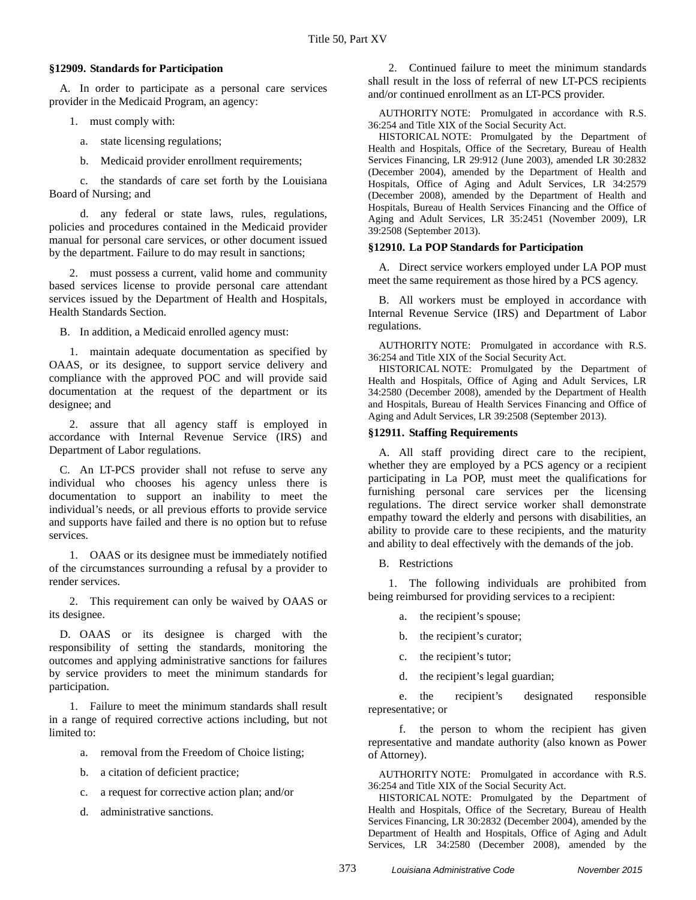### §12909. Standards for Participation

A. In order to participate as a personal care services provider in the Medicaid Program, an agency:

1. must comply with:

a. state licensing regulations;

b. Medicaid provider enrollment requirements;

c. the standards of care set forth by the Louisiana Board of Nursing; and

d. any federal or state laws, rules, regulations, policies and procedures contained in the Medicaid provider manual for personal care services, or other document issued by the department. Failure to do may result in sanctions;

2. must possess a current, valid home and community based services license to provide personal care attendant services issued by the Department of Health and Hospitals, Health Standards Section.

B. In addition, a Medicaid enrolled agency must:

1. maintain adequate documentation as specified by OAAS, or its designee, to support service delivery and compliance with the approved POC and will provide said documentation at the request of the department or its designee; and

2. assure that all agency staff is employed in accordance with Internal Revenue Service (IRS) and Department of Labor regulations.

C. An LT-PCS provider shall not refuse to serve any individual who chooses his agency unless there is documentation to support an inability to meet the individual's needs, or all previous efforts to provide service and supports have failed and there is no option but to refuse services.

1. OAAS or its designee must be immediately notified of the circumstances surrounding a refusal by a provider to render services.

2. This requirement can only be waived by OAAS or its designee.

D. OAAS or its designee is charged with the responsibility of setting the standards, monitoring the outcomes and applying administrative sanctions for failures by service providers to meet the minimum standards for participation.

1. Failure to meet the minimum standards shall result in a range of required corrective actions including, but not limited to:

a. removal from the Freedom of Choice listing;

b. a citation of deficient practice;

c. a request for corrective action plan; and/or

d. administrative sanctions.

2. Continued failure to meet the minimum standards shall result in the loss of referral of new LT-PCS recipients and/or continued enrollment as an LT-PCS provider.

AUTHORITY NOTE: Promulgated in accordance with R.S. 36:254 and Title XIX of the Social Security Act.

HISTORICAL NOTE: Promulgated by the Department of Health and Hospitals, Office of the Secretary, Bureau of Health Services Financing, LR 29:912 (June 2003), amended LR 30:2832 (December 2004), amended by the Department of Health and Hospitals, Office of Aging and Adult Services, LR 34:2579 (December 2008), amended by the Department of Health and Hospitals, Bureau of Health Services Financing and the Office of Aging and Adult Services, LR 35:2451 (November 2009), LR 39:2508 (September 2013).

### §12910. La POP Standards for Participation

A. Direct service workers employed under LA POP must meet the same requirement as those hired by a PCS agency.

B. All workers must be employed in accordance with Internal Revenue Service (IRS) and Department of Labor regulations.

AUTHORITY NOTE: Promulgated in accordance with R.S. 36:254 and Title XIX of the Social Security Act.

HISTORICAL NOTE: Promulgated by the Department of Health and Hospitals, Office of Aging and Adult Services, LR 34:2580 (December 2008), amended by the Department of Health and Hospitals, Bureau of Health Services Financing and Office of Aging and Adult Services, LR 39:2508 (September 2013).

### §12911. Staffing Requirements

A. All staff providing direct care to the recipient, whether they are employed by a PCS agency or a recipient participating in La POP, must meet the qualifications for furnishing personal care services per the licensing regulations. The direct service worker shall demonstrate empathy toward the elderly and persons with disabilities, an ability to provide care to these recipients, and the maturity and ability to deal effectively with the demands of the job.

B. Restrictions

1. The following individuals are prohibited from being reimbursed for providing services to a recipient:

a. the recipient's spouse;

b. the recipient's curator;

c. the recipient's tutor;

d. the recipient's legal guardian;

e. the recipient's designated responsible representative; or

f. the person to whom the recipient has given representative and mandate authority (also known as Power of Attorney).

AUTHORITY NOTE: Promulgated in accordance with R.S. 36:254 and Title XIX of the Social Security Act.

HISTORICAL NOTE: Promulgated by the Department of Health and Hospitals, Office of the Secretary, Bureau of Health Services Financing, LR 30:2832 (December 2004), amended by the Department of Health and Hospitals, Office of Aging and Adult Services, LR 34:2580 (December 2008), amended by the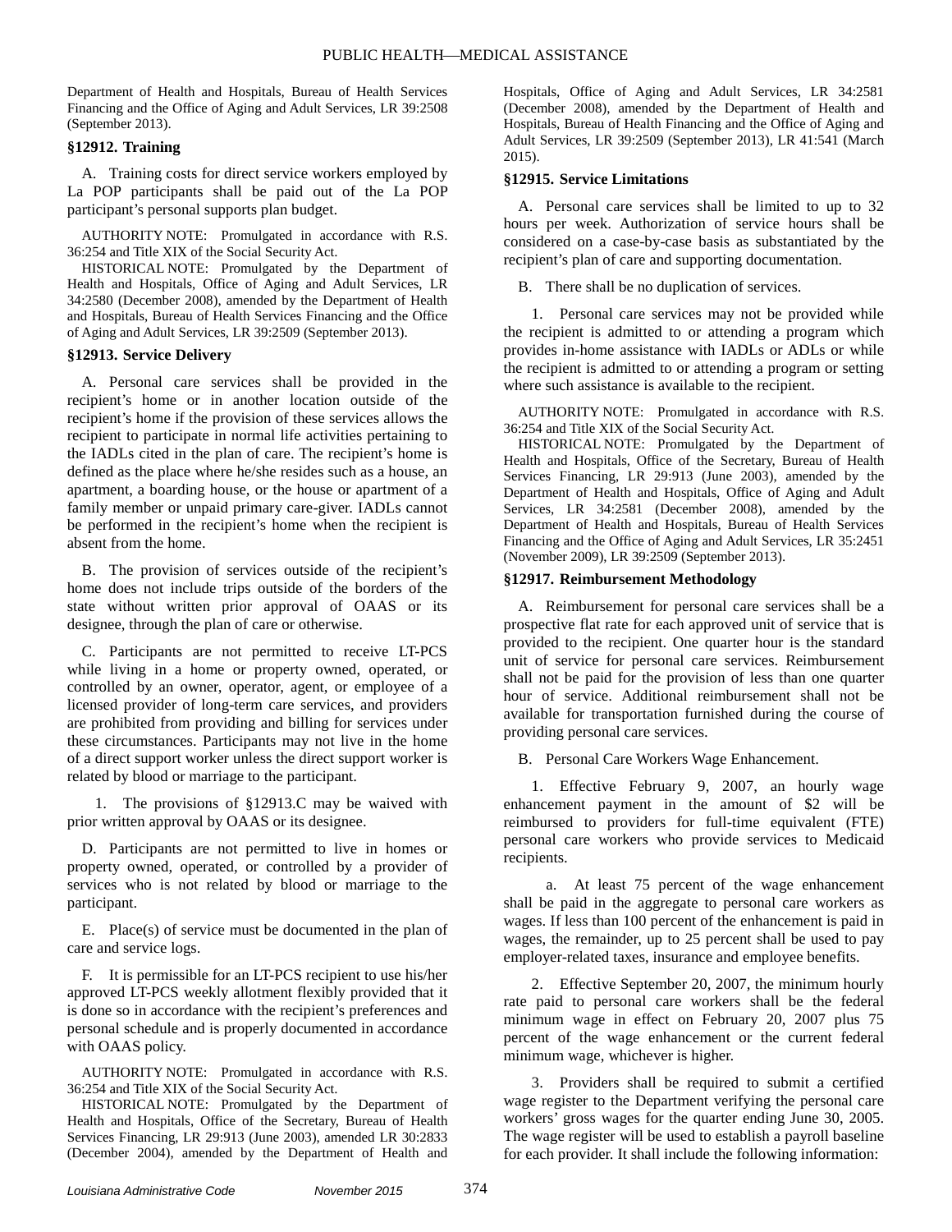Department of Health and Hospitals, Bureau of Health Services Financing and the Office of Aging and Adult Services, LR 39:2508 (September 2013).

### §12912. Training

A. Training costs for direct service workers employed by La POP participants shall be paid out of the La POP participant's personal supports plan budget.

AUTHORITY NOTE: Promulgated in accordance with R.S. 36:254 and Title XIX of the Social Security Act.

HISTORICAL NOTE: Promulgated by the Department of Health and Hospitals, Office of Aging and Adult Services, LR 34:2580 (December 2008), amended by the Department of Health and Hospitals, Bureau of Health Services Financing and the Office of Aging and Adult Services, LR 39:2509 (September 2013).

### §12913. Service Delivery

A. Personal care services shall be provided in the recipient's home or in another location outside of the recipient's home if the provision of these services allows the recipient to participate in normal life activities pertaining to the IADLs cited in the plan of care. The recipient's home is defined as the place where he/she resides such as a house, an apartment, a boarding house, or the house or apartment of a family member or unpaid primary care-giver. IADLs cannot be performed in the recipient's home when the recipient is absent from the home.

B. The provision of services outside of the recipient's home does not include trips outside of the borders of the state without written prior approval of OAAS or its designee, through the plan of care or otherwise.

C. Participants are not permitted to receive LT-PCS while living in a home or property owned, operated, or controlled by an owner, operator, agent, or employee of a licensed provider of long-term care services, and providers are prohibited from providing and billing for services under these circumstances. Participants may not live in the home of a direct support worker unless the direct support worker is related by blood or marriage to the participant.

1. The provisions of §12913.C may be waived with prior written approval by OAAS or its designee.

D. Participants are not permitted to live in homes or property owned, operated, or controlled by a provider of services who is not related by blood or marriage to the participant.

E. Place(s) of service must be documented in the plan of care and service logs.

F. It is permissible for an LT-PCS recipient to use his/her approved LT-PCS weekly allotment flexibly provided that it is done so in accordance with the recipient's preferences and personal schedule and is properly documented in accordance with OAAS policy.

AUTHORITY NOTE: Promulgated in accordance with R.S. 36:254 and Title XIX of the Social Security Act.

HISTORICAL NOTE: Promulgated by the Department of Health and Hospitals, Office of the Secretary, Bureau of Health Services Financing, LR 29:913 (June 2003), amended LR 30:2833 (December 2004), amended by the Department of Health and Hospitals, Office of Aging and Adult Services, LR 34:2581 (December 2008), amended by the Department of Health and Hospitals, Bureau of Health Financing and the Office of Aging and Adult Services, LR 39:2509 (September 2013), LR 41:541 (March 2015).

### §12915. Service Limitations

A. Personal care services shall be limited to up to 32 hours per week. Authorization of service hours shall be considered on a case-by-case basis as substantiated by the recipient's plan of care and supporting documentation.

B. There shall be no duplication of services.

1. Personal care services may not be provided while the recipient is admitted to or attending a program which provides in-home assistance with IADLs or ADLs or while the recipient is admitted to or attending a program or setting where such assistance is available to the recipient.

AUTHORITY NOTE: Promulgated in accordance with R.S. 36:254 and Title XIX of the Social Security Act.

HISTORICAL NOTE: Promulgated by the Department of Health and Hospitals, Office of the Secretary, Bureau of Health Services Financing, LR 29:913 (June 2003), amended by the Department of Health and Hospitals, Office of Aging and Adult Services, LR 34:2581 (December 2008), amended by the Department of Health and Hospitals, Bureau of Health Services Financing and the Office of Aging and Adult Services, LR 35:2451 (November 2009), LR 39:2509 (September 2013).

### §12917. Reimbursement Methodology

A. Reimbursement for personal care services shall be a prospective flat rate for each approved unit of service that is provided to the recipient. One quarter hour is the standard unit of service for personal care services. Reimbursement shall not be paid for the provision of less than one quarter hour of service. Additional reimbursement shall not be available for transportation furnished during the course of providing personal care services.

B. Personal Care Workers Wage Enhancement.

1. Effective February 9, 2007, an hourly wage enhancement payment in the amount of $2 will be reimbursed to providers for full-time equivalent (FTE) personal care workers who provide services to Medicaid recipients.

a. At least 75 percent of the wage enhancement shall be paid in the aggregate to personal care workers as wages. If less than 100 percent of the enhancement is paid in wages, the remainder, up to 25 percent shall be used to pay employer-related taxes, insurance and employee benefits.

2. Effective September 20, 2007, the minimum hourly rate paid to personal care workers shall be the federal minimum wage in effect on February 20, 2007 plus 75 percent of the wage enhancement or the current federal minimum wage, whichever is higher.

3. Providers shall be required to submit a certified wage register to the Department verifying the personal care workers' gross wages for the quarter ending June 30, 2005. The wage register will be used to establish a payroll baseline for each provider. It shall include the following information: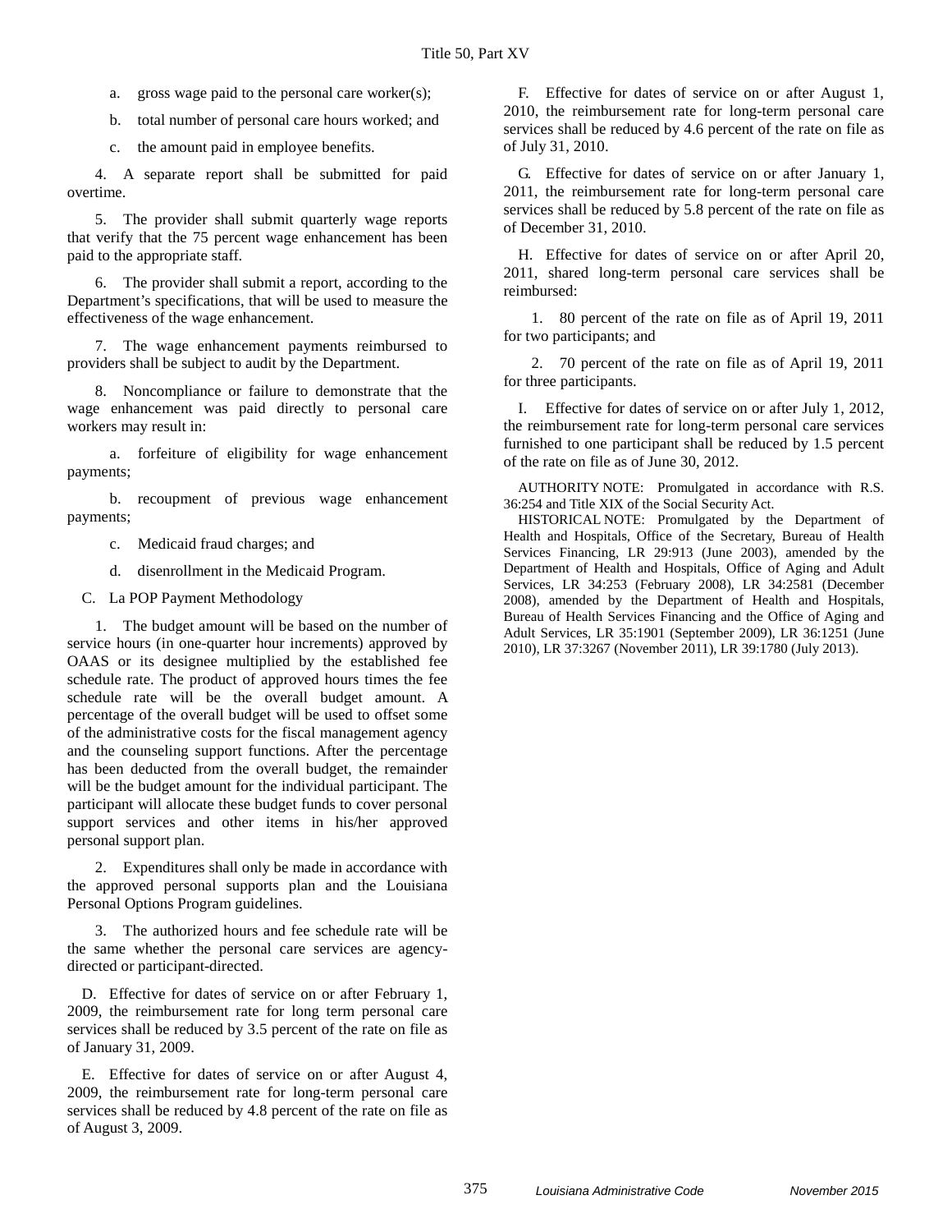a. gross wage paid to the personal care worker(s);

b. total number of personal care hours worked; and

c. the amount paid in employee benefits.

4. A separate report shall be submitted for paid overtime.

5. The provider shall submit quarterly wage reports that verify that the 75 percent wage enhancement has been paid to the appropriate staff.

6. The provider shall submit a report, according to the Department's specifications, that will be used to measure the effectiveness of the wage enhancement.

7. The wage enhancement payments reimbursed to providers shall be subject to audit by the Department.

8. Noncompliance or failure to demonstrate that the wage enhancement was paid directly to personal care workers may result in:

a. forfeiture of eligibility for wage enhancement payments;

b. recoupment of previous wage enhancement payments;

c. Medicaid fraud charges; and

d. disenrollment in the Medicaid Program.

C. La POP Payment Methodology

1. The budget amount will be based on the number of service hours (in one-quarter hour increments) approved by OAAS or its designee multiplied by the established fee schedule rate. The product of approved hours times the fee schedule rate will be the overall budget amount. A percentage of the overall budget will be used to offset some of the administrative costs for the fiscal management agency and the counseling support functions. After the percentage has been deducted from the overall budget, the remainder will be the budget amount for the individual participant. The participant will allocate these budget funds to cover personal support services and other items in his/her approved personal support plan.

2. Expenditures shall only be made in accordance with the approved personal supports plan and the Louisiana Personal Options Program guidelines.

3. The authorized hours and fee schedule rate will be the same whether the personal care services are agency-directed or participant-directed.

D. Effective for dates of service on or after February 1, 2009, the reimbursement rate for long term personal care services shall be reduced by 3.5 percent of the rate on file as of January 31, 2009.

E. Effective for dates of service on or after August 4, 2009, the reimbursement rate for long-term personal care services shall be reduced by 4.8 percent of the rate on file as of August 3, 2009.

F. Effective for dates of service on or after August 1, 2010, the reimbursement rate for long-term personal care services shall be reduced by 4.6 percent of the rate on file as of July 31, 2010.

G. Effective for dates of service on or after January 1, 2011, the reimbursement rate for long-term personal care services shall be reduced by 5.8 percent of the rate on file as of December 31, 2010.

H. Effective for dates of service on or after April 20, 2011, shared long-term personal care services shall be reimbursed:

1. 80 percent of the rate on file as of April 19, 2011 for two participants; and

2. 70 percent of the rate on file as of April 19, 2011 for three participants.

I. Effective for dates of service on or after July 1, 2012, the reimbursement rate for long-term personal care services furnished to one participant shall be reduced by 1.5 percent of the rate on file as of June 30, 2012.

AUTHORITY NOTE: Promulgated in accordance with R.S. 36:254 and Title XIX of the Social Security Act.

HISTORICAL NOTE: Promulgated by the Department of Health and Hospitals, Office of the Secretary, Bureau of Health Services Financing, LR 29:913 (June 2003), amended by the Department of Health and Hospitals, Office of Aging and Adult Services, LR 34:253 (February 2008), LR 34:2581 (December 2008), amended by the Department of Health and Hospitals, Bureau of Health Services Financing and the Office of Aging and Adult Services, LR 35:1901 (September 2009), LR 36:1251 (June 2010), LR 37:3267 (November 2011), LR 39:1780 (July 2013).